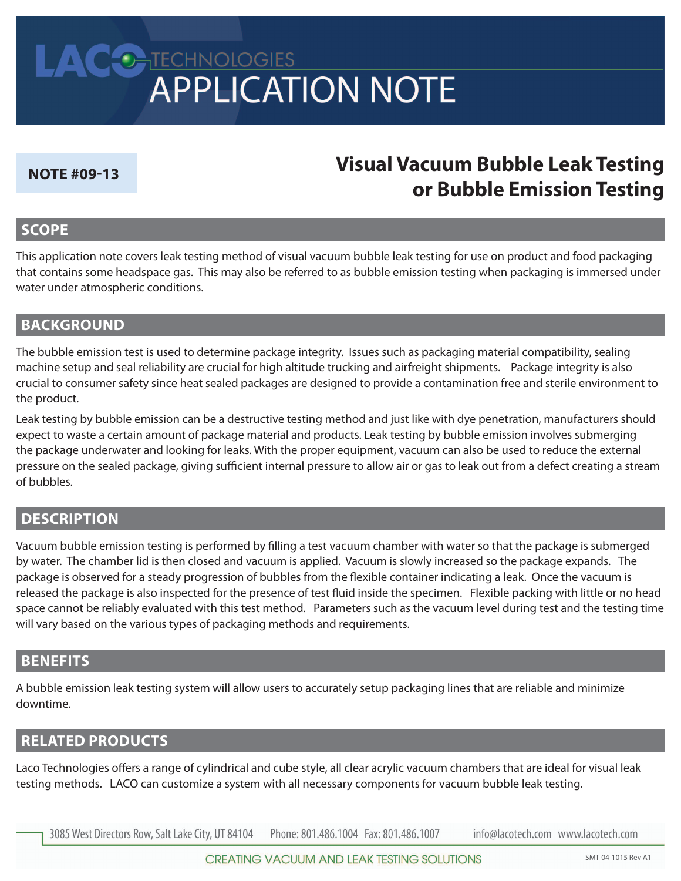# LACO TECHNOLOGIES APPLICATION NOTE

**NOTE #09-13**

# Visual Vacuum Bubble Leak Testing or Bubble Emission Testing

## SCOPE

This application note covers leak testing method of visual vacuum bubble leak testing for use on product and food packaging that contains some headspace gas. This may also be referred to as bubble emission testing when packaging is immersed under water under atmospheric conditions.

## BACKGROUND

The bubble emission test is used to determine package integrity. Issues such as packaging material compatibility, sealing machine setup and seal reliability are crucial for high altitude trucking and airfreight shipments. Package integrity is also crucial to consumer safety since heat sealed packages are designed to provide a contamination free and sterile environment to the product.

Leak testing by bubble emission can be a destructive testing method and just like with dye penetration, manufacturers should expect to waste a certain amount of package material and products. Leak testing by bubble emission involves submerging the package underwater and looking for leaks. With the proper equipment, vacuum can also be used to reduce the external pressure on the sealed package, giving sufficient internal pressure to allow air or gas to leak out from a defect creating a stream of bubbles.

## DESCRIPTION

Vacuum bubble emission testing is performed by filling a test vacuum chamber with water so that the package is submerged by water. The chamber lid is then closed and vacuum is applied. Vacuum is slowly increased so the package expands. The package is observed for a steady progression of bubbles from the flexible container indicating a leak. Once the vacuum is released the package is also inspected for the presence of test fluid inside the specimen. Flexible packing with little or no head space cannot be reliably evaluated with this test method. Parameters such as the vacuum level during test and the testing time will vary based on the various types of packaging methods and requirements.

## BENEFITS

A bubble emission leak testing system will allow users to accurately setup packaging lines that are reliable and minimize downtime.

## RELATED PRODUCTS

Laco Technologies offers a range of cylindrical and cube style, all clear acrylic vacuum chambers that are ideal for visual leak testing methods. LACO can customize a system with all necessary components for vacuum bubble leak testing.

3085 West Directors Row, Salt Lake City, UT 84104 Phone: 801.486.1004 Fax: 801.486.1007 info@lacotech.com www.lacotech.com

CREATING VACUUM AND LEAK TESTING SOLUTIONS

SMT-04-1015 Rev A1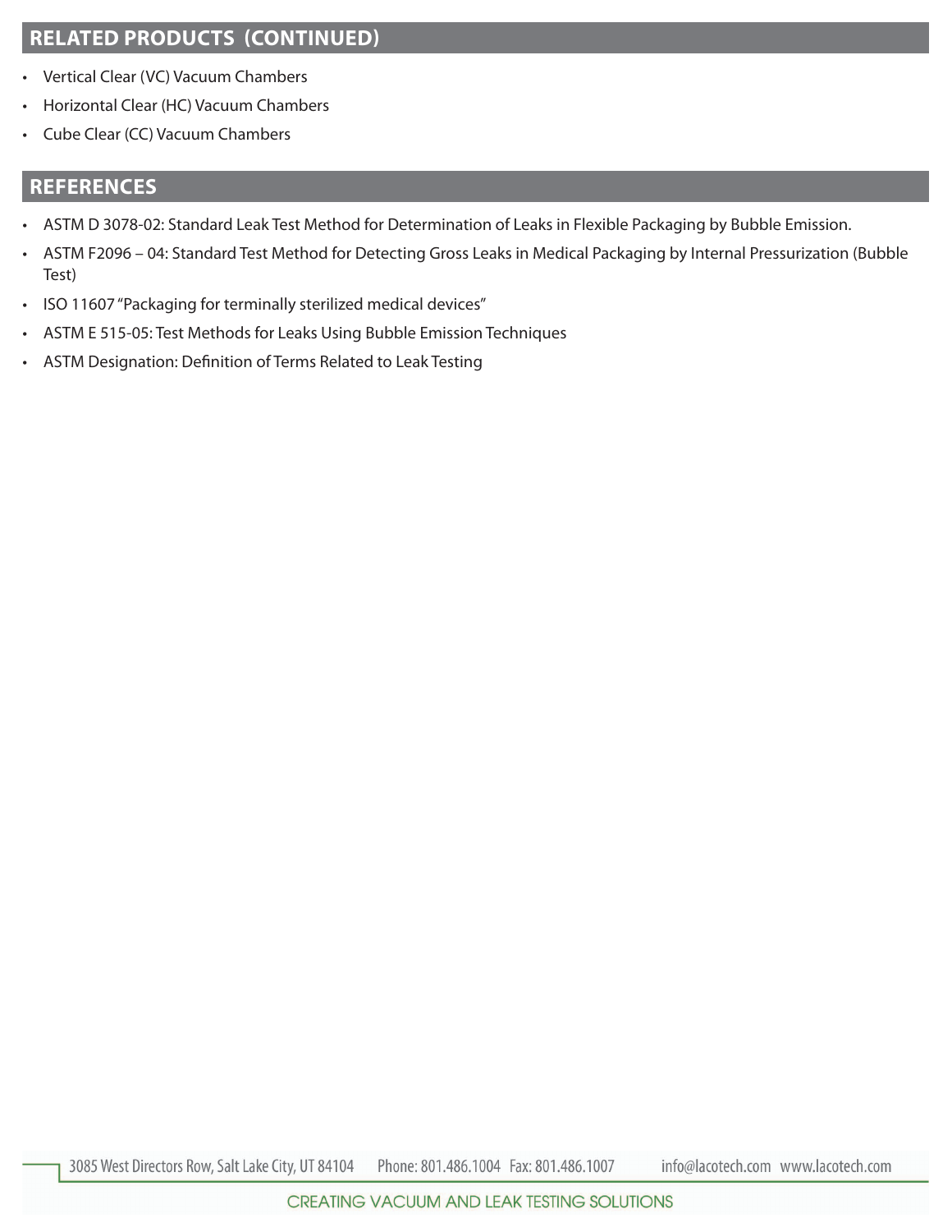## RELATED PRODUCTS (CONTINUED)

- Vertical Clear (VC) Vacuum Chambers
- Horizontal Clear (HC) Vacuum Chambers
- Cube Clear (CC) Vacuum Chambers

## REFERENCES

- ASTM D 3078-02: Standard Leak Test Method for Determination of Leaks in Flexible Packaging by Bubble Emission.
- ASTM F2096 – 04: Standard Test Method for Detecting Gross Leaks in Medical Packaging by Internal Pressurization (Bubble Test)
- ISO 11607 "Packaging for terminally sterilized medical devices"
- ASTM E 515-05: Test Methods for Leaks Using Bubble Emission Techniques
- ASTM Designation: Definition of Terms Related to Leak Testing

3085 West Directors Row, Salt Lake City, UT 84104 Phone: 801.486.1004 Fax: 801.486.1007 info@lacotech.com www.lacotech.com

CREATING VACUUM AND LEAK TESTING SOLUTIONS